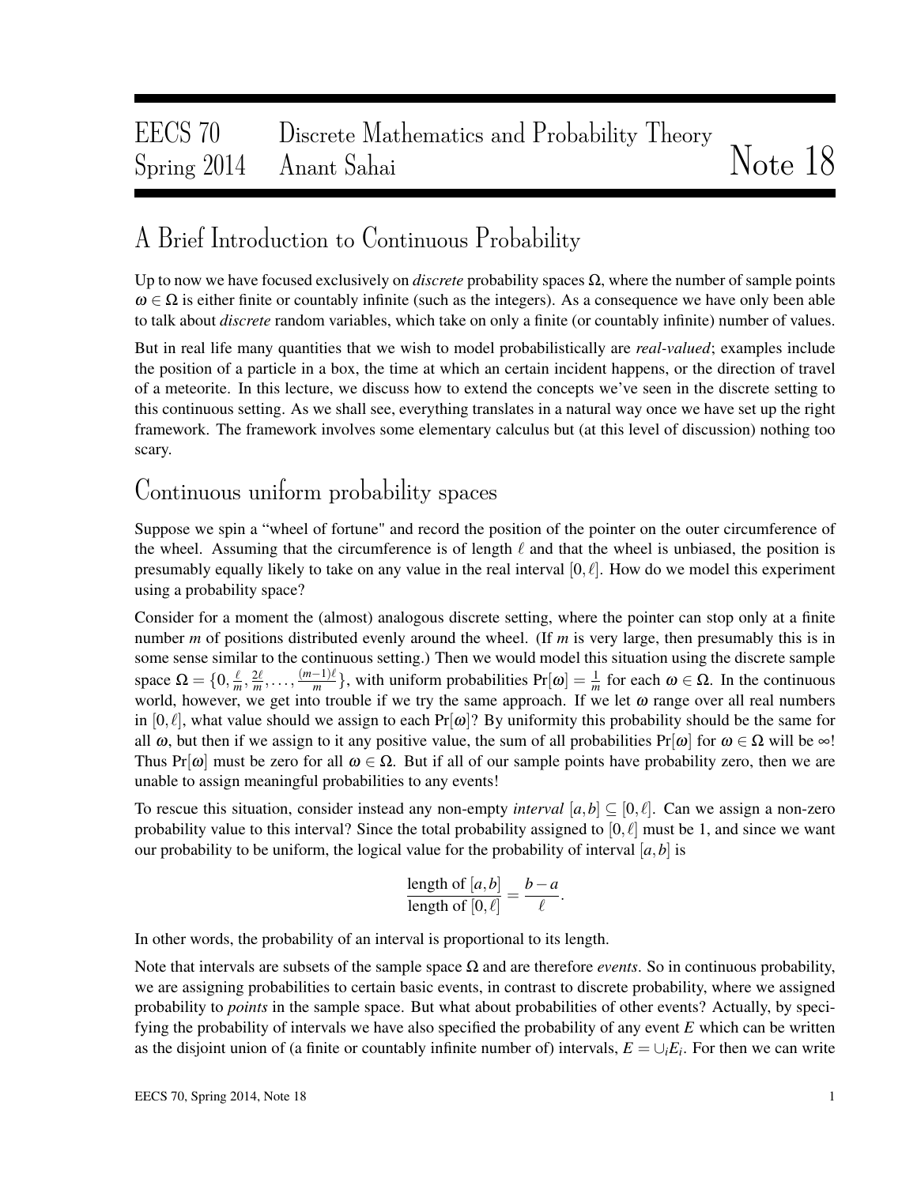# EECS 70 Discrete Mathematics and Probability Theory
# Spring 2014 Anant Sahai — Note 18

## A Brief Introduction to Continuous Probability

Up to now we have focused exclusively on *discrete* probability spaces $\Omega$, where the number of sample points $\omega \in \Omega$ is either finite or countably infinite (such as the integers). As a consequence we have only been able to talk about *discrete* random variables, which take on only a finite (or countably infinite) number of values.

But in real life many quantities that we wish to model probabilistically are *real-valued*; examples include the position of a particle in a box, the time at which an certain incident happens, or the direction of travel of a meteorite. In this lecture, we discuss how to extend the concepts we've seen in the discrete setting to this continuous setting. As we shall see, everything translates in a natural way once we have set up the right framework. The framework involves some elementary calculus but (at this level of discussion) nothing too scary.

## Continuous uniform probability spaces

Suppose we spin a "wheel of fortune" and record the position of the pointer on the outer circumference of the wheel. Assuming that the circumference is of length $\ell$ and that the wheel is unbiased, the position is presumably equally likely to take on any value in the real interval $[0, \ell]$. How do we model this experiment using a probability space?

Consider for a moment the (almost) analogous discrete setting, where the pointer can stop only at a finite number $m$ of positions distributed evenly around the wheel. (If $m$ is very large, then presumably this is in some sense similar to the continuous setting.) Then we would model this situation using the discrete sample space $\Omega = \{0, \frac{\ell}{m}, \frac{2\ell}{m}, \ldots, \frac{(m-1)\ell}{m}\}$, with uniform probabilities $\Pr[\omega] = \frac{1}{m}$ for each $\omega \in \Omega$. In the continuous world, however, we get into trouble if we try the same approach. If we let $\omega$ range over all real numbers in $[0, \ell]$, what value should we assign to each $\Pr[\omega]$? By uniformity this probability should be the same for all $\omega$, but then if we assign to it any positive value, the sum of all probabilities $\Pr[\omega]$ for $\omega \in \Omega$ will be $\infty$! Thus $\Pr[\omega]$ must be zero for all $\omega \in \Omega$. But if all of our sample points have probability zero, then we are unable to assign meaningful probabilities to any events!

To rescue this situation, consider instead any non-empty *interval* $[a, b] \subseteq [0, \ell]$. Can we assign a non-zero probability value to this interval? Since the total probability assigned to $[0, \ell]$ must be 1, and since we want our probability to be uniform, the logical value for the probability of interval $[a, b]$ is

$$\frac{\text{length of } [a,b]}{\text{length of } [0,\ell]} = \frac{b-a}{\ell}.$$

In other words, the probability of an interval is proportional to its length.

Note that intervals are subsets of the sample space $\Omega$ and are therefore *events*. So in continuous probability, we are assigning probabilities to certain basic events, in contrast to discrete probability, where we assigned probability to *points* in the sample space. But what about probabilities of other events? Actually, by specifying the probability of intervals we have also specified the probability of any event $E$ which can be written as the disjoint union of (a finite or countably infinite number of) intervals, $E = \cup_i E_i$. For then we can write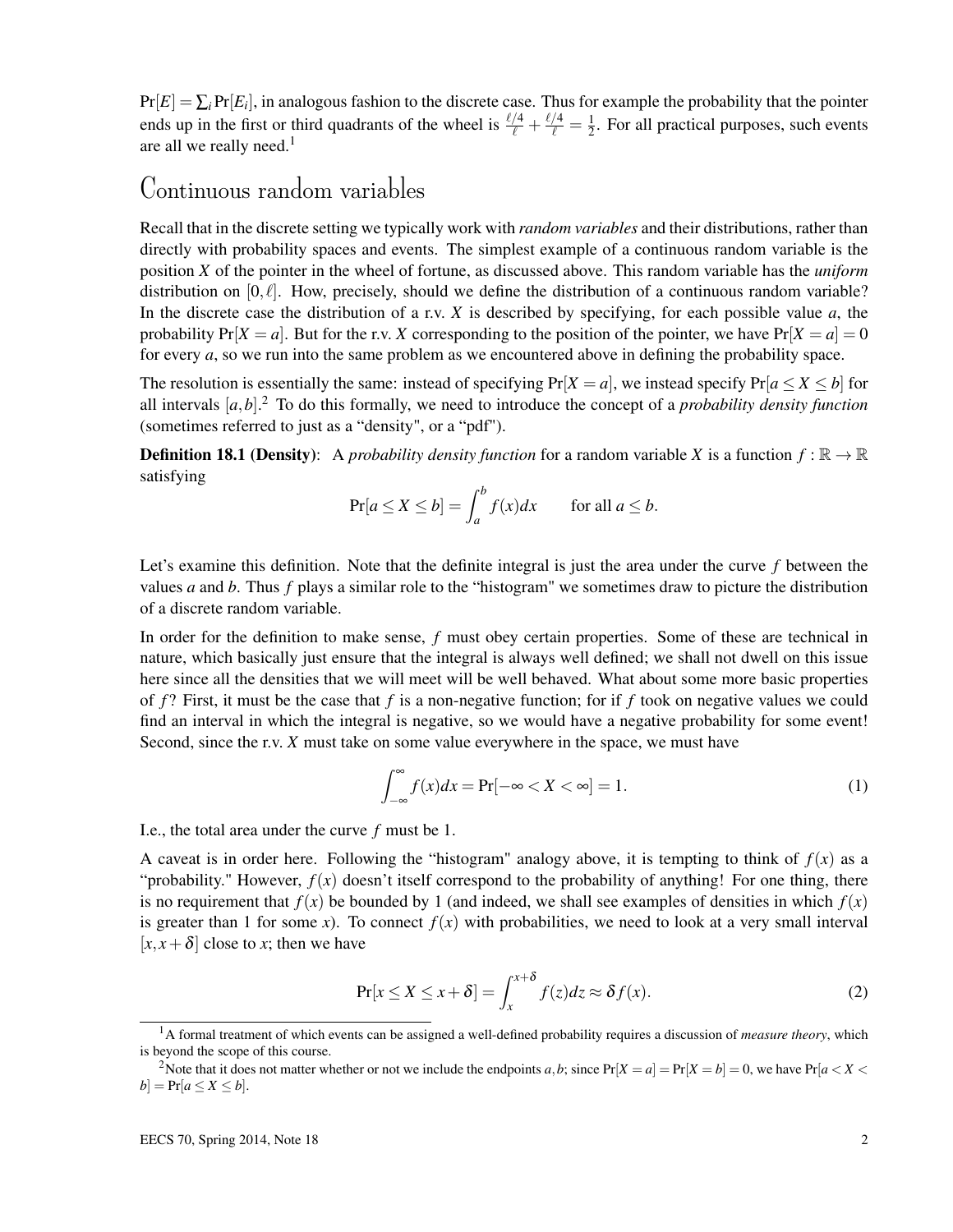$\Pr[E] = \sum_i \Pr[E_i]$, in analogous fashion to the discrete case. Thus for example the probability that the pointer ends up in the first or third quadrants of the wheel is $\frac{\ell/4}{\ell} + \frac{\ell/4}{\ell} = \frac{1}{2}$. For all practical purposes, such events are all we really need.[1]

## Continuous random variables

Recall that in the discrete setting we typically work with *random variables* and their distributions, rather than directly with probability spaces and events. The simplest example of a continuous random variable is the position $X$ of the pointer in the wheel of fortune, as discussed above. This random variable has the *uniform* distribution on $[0, \ell]$. How, precisely, should we define the distribution of a continuous random variable? In the discrete case the distribution of a r.v. $X$ is described by specifying, for each possible value $a$, the probability $\Pr[X = a]$. But for the r.v. $X$ corresponding to the position of the pointer, we have $\Pr[X = a] = 0$ for every $a$, so we run into the same problem as we encountered above in defining the probability space.

The resolution is essentially the same: instead of specifying $\Pr[X = a]$, we instead specify $\Pr[a \leq X \leq b]$ for all intervals $[a, b]$.[2] To do this formally, we need to introduce the concept of a *probability density function* (sometimes referred to just as a "density", or a "pdf").

**Definition 18.1 (Density)**: A *probability density function* for a random variable $X$ is a function $f : \mathbb{R} \to \mathbb{R}$ satisfying

$$\Pr[a \leq X \leq b] = \int_a^b f(x)dx \qquad \text{for all } a \leq b.$$

Let's examine this definition. Note that the definite integral is just the area under the curve $f$ between the values $a$ and $b$. Thus $f$ plays a similar role to the "histogram" we sometimes draw to picture the distribution of a discrete random variable.

In order for the definition to make sense, $f$ must obey certain properties. Some of these are technical in nature, which basically just ensure that the integral is always well defined; we shall not dwell on this issue here since all the densities that we will meet will be well behaved. What about some more basic properties of $f$? First, it must be the case that $f$ is a non-negative function; for if $f$ took on negative values we could find an interval in which the integral is negative, so we would have a negative probability for some event! Second, since the r.v. $X$ must take on some value everywhere in the space, we must have

$$\int_{-\infty}^{\infty} f(x)dx = \Pr[-\infty < X < \infty] = 1. \tag{1}$$

I.e., the total area under the curve $f$ must be 1.

A caveat is in order here. Following the "histogram" analogy above, it is tempting to think of $f(x)$ as a "probability." However, $f(x)$ doesn't itself correspond to the probability of anything! For one thing, there is no requirement that $f(x)$ be bounded by 1 (and indeed, we shall see examples of densities in which $f(x)$ is greater than 1 for some $x$). To connect $f(x)$ with probabilities, we need to look at a very small interval $[x, x+\delta]$ close to $x$; then we have

$$\Pr[x \leq X \leq x+\delta] = \int_x^{x+\delta} f(z)dz \approx \delta f(x). \tag{2}$$

---

[1] A formal treatment of which events can be assigned a well-defined probability requires a discussion of *measure theory*, which is beyond the scope of this course.

[2] Note that it does not matter whether or not we include the endpoints $a, b$; since $\Pr[X = a] = \Pr[X = b] = 0$, we have $\Pr[a < X < b] = \Pr[a \leq X \leq b]$.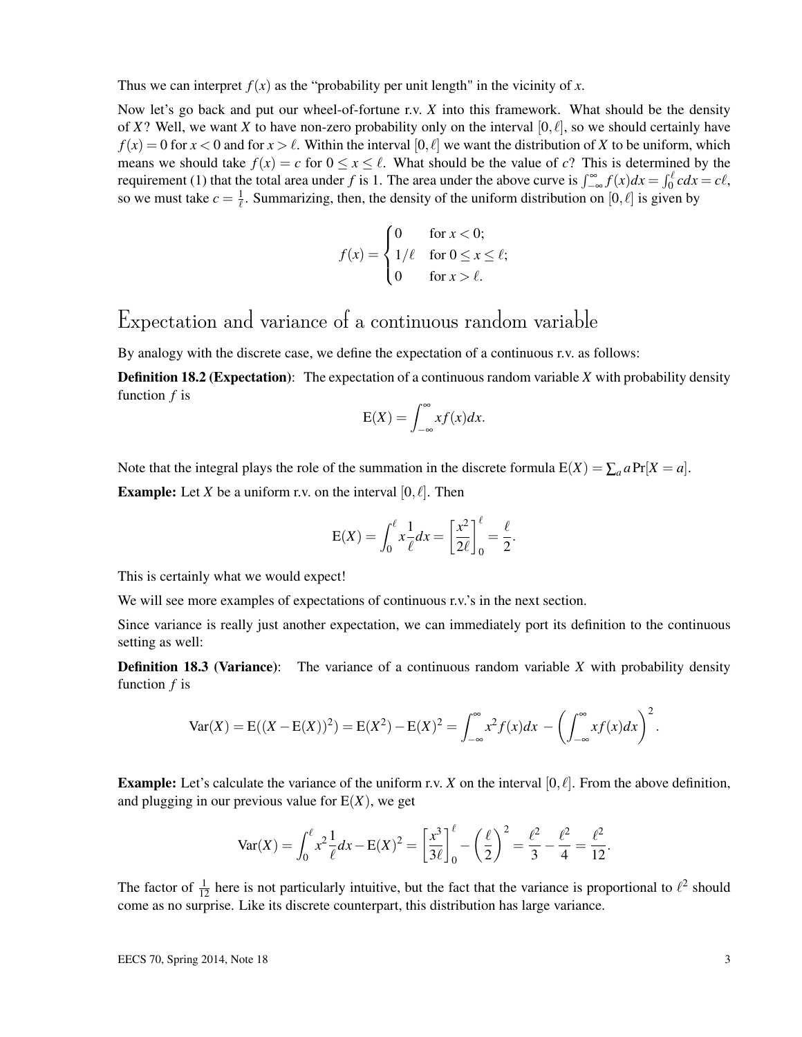Thus we can interpret $f(x)$ as the "probability per unit length" in the vicinity of $x$.

Now let's go back and put our wheel-of-fortune r.v. $X$ into this framework. What should be the density of $X$? Well, we want $X$ to have non-zero probability only on the interval $[0,\ell]$, so we should certainly have $f(x) = 0$ for $x < 0$ and for $x > \ell$. Within the interval $[0,\ell]$ we want the distribution of $X$ to be uniform, which means we should take $f(x) = c$ for $0 \le x \le \ell$. What should be the value of $c$? This is determined by the requirement (1) that the total area under $f$ is 1. The area under the above curve is $\int_{-\infty}^{\infty} f(x)dx = \int_0^{\ell} c\,dx = c\ell$, so we must take $c = \frac{1}{\ell}$. Summarizing, then, the density of the uniform distribution on $[0,\ell]$ is given by

$$f(x) = \begin{cases} 0 & \text{for } x < 0; \\ 1/\ell & \text{for } 0 \le x \le \ell; \\ 0 & \text{for } x > \ell. \end{cases}$$

## Expectation and variance of a continuous random variable

By analogy with the discrete case, we define the expectation of a continuous r.v. as follows:

**Definition 18.2 (Expectation)**: The expectation of a continuous random variable $X$ with probability density function $f$ is

$$\mathrm{E}(X) = \int_{-\infty}^{\infty} x f(x)dx.$$

Note that the integral plays the role of the summation in the discrete formula $\mathrm{E}(X) = \sum_a a\Pr[X = a]$.

**Example:** Let $X$ be a uniform r.v. on the interval $[0,\ell]$. Then

$$\mathrm{E}(X) = \int_0^{\ell} x\frac{1}{\ell}dx = \left[\frac{x^2}{2\ell}\right]_0^{\ell} = \frac{\ell}{2}.$$

This is certainly what we would expect!

We will see more examples of expectations of continuous r.v.'s in the next section.

Since variance is really just another expectation, we can immediately port its definition to the continuous setting as well:

**Definition 18.3 (Variance)**: The variance of a continuous random variable $X$ with probability density function $f$ is

$$\mathrm{Var}(X) = \mathrm{E}((X - \mathrm{E}(X))^2) = \mathrm{E}(X^2) - \mathrm{E}(X)^2 = \int_{-\infty}^{\infty} x^2 f(x)dx - \left(\int_{-\infty}^{\infty} x f(x)dx\right)^2.$$

**Example:** Let's calculate the variance of the uniform r.v. $X$ on the interval $[0,\ell]$. From the above definition, and plugging in our previous value for $\mathrm{E}(X)$, we get

$$\mathrm{Var}(X) = \int_0^{\ell} x^2\frac{1}{\ell}dx - \mathrm{E}(X)^2 = \left[\frac{x^3}{3\ell}\right]_0^{\ell} - \left(\frac{\ell}{2}\right)^2 = \frac{\ell^2}{3} - \frac{\ell^2}{4} = \frac{\ell^2}{12}.$$

The factor of $\frac{1}{12}$ here is not particularly intuitive, but the fact that the variance is proportional to $\ell^2$ should come as no surprise. Like its discrete counterpart, this distribution has large variance.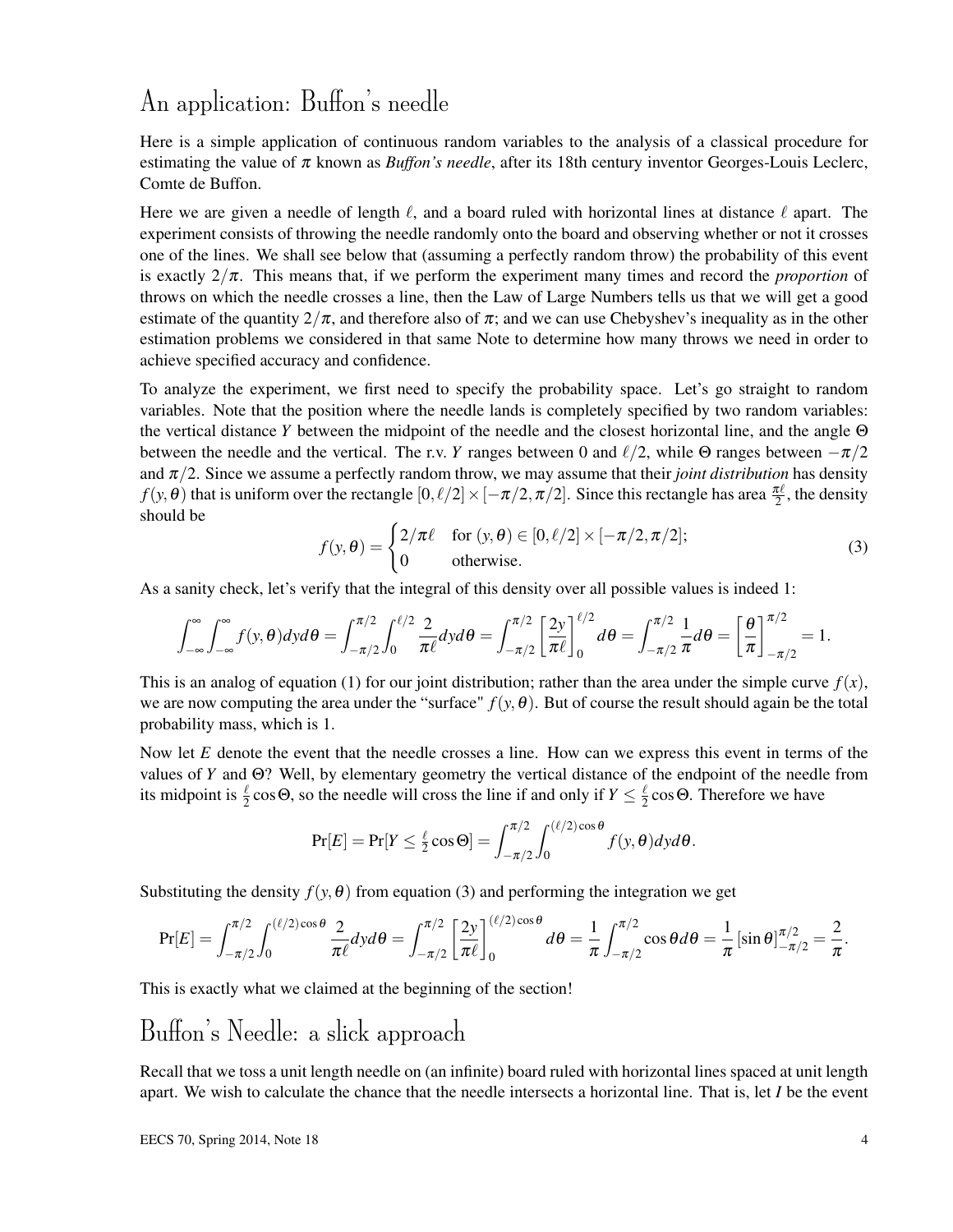## An application: Buffon's needle

Here is a simple application of continuous random variables to the analysis of a classical procedure for estimating the value of $\pi$ known as *Buffon's needle*, after its 18th century inventor Georges-Louis Leclerc, Comte de Buffon.

Here we are given a needle of length $\ell$, and a board ruled with horizontal lines at distance $\ell$ apart. The experiment consists of throwing the needle randomly onto the board and observing whether or not it crosses one of the lines. We shall see below that (assuming a perfectly random throw) the probability of this event is exactly $2/\pi$. This means that, if we perform the experiment many times and record the *proportion* of throws on which the needle crosses a line, then the Law of Large Numbers tells us that we will get a good estimate of the quantity $2/\pi$, and therefore also of $\pi$; and we can use Chebyshev's inequality as in the other estimation problems we considered in that same Note to determine how many throws we need in order to achieve specified accuracy and confidence.

To analyze the experiment, we first need to specify the probability space. Let's go straight to random variables. Note that the position where the needle lands is completely specified by two random variables: the vertical distance $Y$ between the midpoint of the needle and the closest horizontal line, and the angle $\Theta$ between the needle and the vertical. The r.v. $Y$ ranges between 0 and $\ell/2$, while $\Theta$ ranges between $-\pi/2$ and $\pi/2$. Since we assume a perfectly random throw, we may assume that their *joint distribution* has density $f(y,\theta)$ that is uniform over the rectangle $[0,\ell/2]\times[-\pi/2,\pi/2]$. Since this rectangle has area $\frac{\pi\ell}{2}$, the density should be

$$f(y,\theta) = \begin{cases} 2/\pi\ell & \text{for } (y,\theta)\in[0,\ell/2]\times[-\pi/2,\pi/2]; \\ 0 & \text{otherwise.} \end{cases} \tag{3}$$

As a sanity check, let's verify that the integral of this density over all possible values is indeed 1:

$$\int_{-\infty}^{\infty}\int_{-\infty}^{\infty} f(y,\theta)dyd\theta = \int_{-\pi/2}^{\pi/2}\int_{0}^{\ell/2}\frac{2}{\pi\ell}dyd\theta = \int_{-\pi/2}^{\pi/2}\left[\frac{2y}{\pi\ell}\right]_0^{\ell/2}d\theta = \int_{-\pi/2}^{\pi/2}\frac{1}{\pi}d\theta = \left[\frac{\theta}{\pi}\right]_{-\pi/2}^{\pi/2} = 1.$$

This is an analog of equation (1) for our joint distribution; rather than the area under the simple curve $f(x)$, we are now computing the area under the "surface" $f(y,\theta)$. But of course the result should again be the total probability mass, which is 1.

Now let $E$ denote the event that the needle crosses a line. How can we express this event in terms of the values of $Y$ and $\Theta$? Well, by elementary geometry the vertical distance of the endpoint of the needle from its midpoint is $\frac{\ell}{2}\cos\Theta$, so the needle will cross the line if and only if $Y \le \frac{\ell}{2}\cos\Theta$. Therefore we have

$$\Pr[E] = \Pr[Y \le \tfrac{\ell}{2}\cos\Theta] = \int_{-\pi/2}^{\pi/2}\int_{0}^{(\ell/2)\cos\theta} f(y,\theta)dyd\theta.$$

Substituting the density $f(y,\theta)$ from equation (3) and performing the integration we get

$$\Pr[E] = \int_{-\pi/2}^{\pi/2}\int_{0}^{(\ell/2)\cos\theta}\frac{2}{\pi\ell}dyd\theta = \int_{-\pi/2}^{\pi/2}\left[\frac{2y}{\pi\ell}\right]_0^{(\ell/2)\cos\theta}d\theta = \frac{1}{\pi}\int_{-\pi/2}^{\pi/2}\cos\theta d\theta = \frac{1}{\pi}\left[\sin\theta\right]_{-\pi/2}^{\pi/2} = \frac{2}{\pi}.$$

This is exactly what we claimed at the beginning of the section!

## Buffon's Needle: a slick approach

Recall that we toss a unit length needle on (an infinite) board ruled with horizontal lines spaced at unit length apart. We wish to calculate the chance that the needle intersects a horizontal line. That is, let $I$ be the event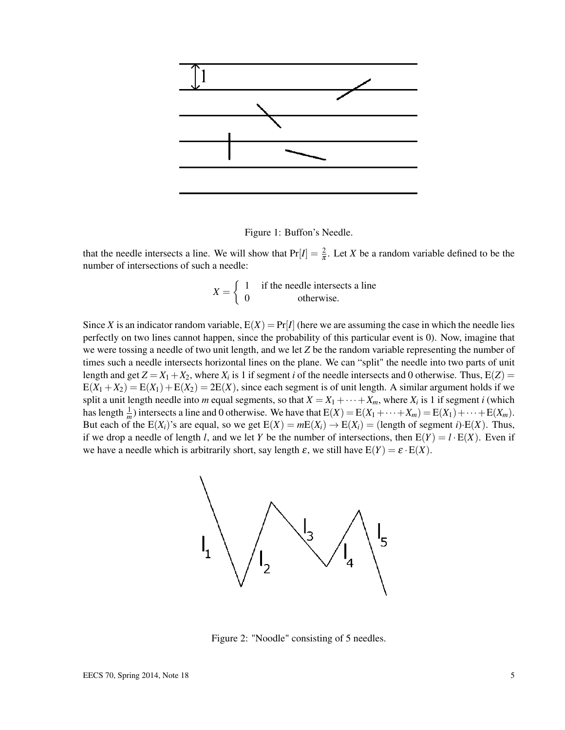Figure 1: Buffon's Needle.

that the needle intersects a line. We will show that $\Pr[I] = \frac{2}{\pi}$. Let $X$ be a random variable defined to be the number of intersections of such a needle:

$$X = \begin{cases} 1 & \text{if the needle intersects a line} \\ 0 & \text{otherwise.} \end{cases}$$

Since $X$ is an indicator random variable, $\mathrm{E}(X) = \Pr[I]$ (here we are assuming the case in which the needle lies perfectly on two lines cannot happen, since the probability of this particular event is 0). Now, imagine that we were tossing a needle of two unit length, and we let $Z$ be the random variable representing the number of times such a needle intersects horizontal lines on the plane. We can "split" the needle into two parts of unit length and get $Z = X_1 + X_2$, where $X_i$ is 1 if segment $i$ of the needle intersects and 0 otherwise. Thus, $\mathrm{E}(Z) = \mathrm{E}(X_1 + X_2) = \mathrm{E}(X_1) + \mathrm{E}(X_2) = 2\mathrm{E}(X)$, since each segment is of unit length. A similar argument holds if we split a unit length needle into $m$ equal segments, so that $X = X_1 + \cdots + X_m$, where $X_i$ is 1 if segment $i$ (which has length $\frac{1}{m}$) intersects a line and 0 otherwise. We have that $\mathrm{E}(X) = \mathrm{E}(X_1 + \cdots + X_m) = \mathrm{E}(X_1) + \cdots + \mathrm{E}(X_m)$. But each of the $\mathrm{E}(X_i)$'s are equal, so we get $\mathrm{E}(X) = m\mathrm{E}(X_i) \rightarrow \mathrm{E}(X_i) = (\text{length of segment } i) \cdot \mathrm{E}(X)$. Thus, if we drop a needle of length $l$, and we let $Y$ be the number of intersections, then $\mathrm{E}(Y) = l \cdot \mathrm{E}(X)$. Even if we have a needle which is arbitrarily short, say length $\varepsilon$, we still have $\mathrm{E}(Y) = \varepsilon \cdot \mathrm{E}(X)$.

Figure 2: "Noodle" consisting of 5 needles.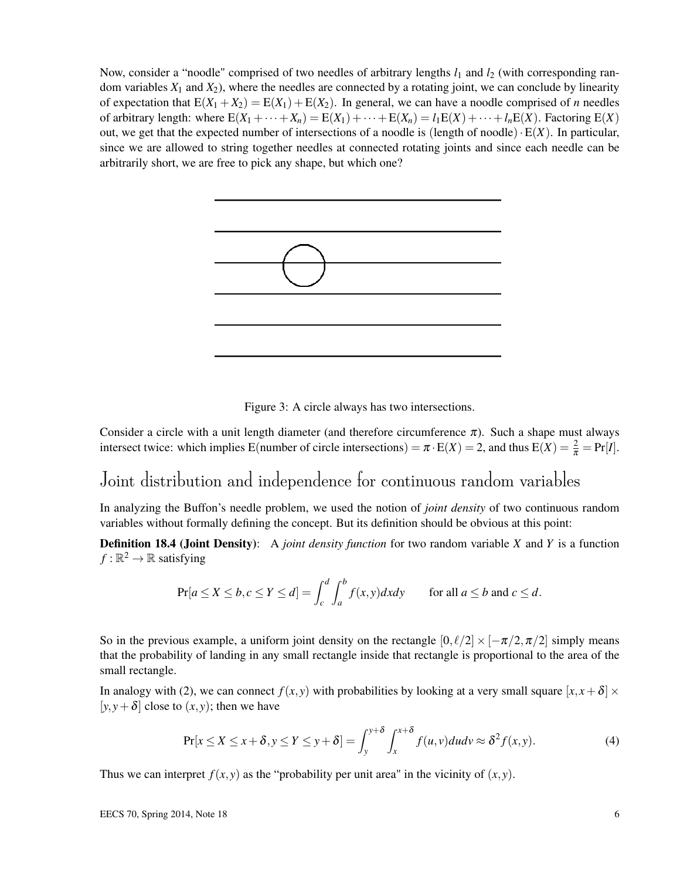Now, consider a "noodle" comprised of two needles of arbitrary lengths $l_1$ and $l_2$ (with corresponding random variables $X_1$ and $X_2$), where the needles are connected by a rotating joint, we can conclude by linearity of expectation that $\mathrm{E}(X_1+X_2) = \mathrm{E}(X_1)+\mathrm{E}(X_2)$. In general, we can have a noodle comprised of $n$ needles of arbitrary length: where $\mathrm{E}(X_1+\cdots+X_n) = \mathrm{E}(X_1)+\cdots+\mathrm{E}(X_n) = l_1\mathrm{E}(X)+\cdots+l_n\mathrm{E}(X)$. Factoring $\mathrm{E}(X)$ out, we get that the expected number of intersections of a noodle is (length of noodle) $\cdot\,\mathrm{E}(X)$. In particular, since we are allowed to string together needles at connected rotating joints and since each needle can be arbitrarily short, we are free to pick any shape, but which one?

Figure 3: A circle always has two intersections.

Consider a circle with a unit length diameter (and therefore circumference $\pi$). Such a shape must always intersect twice: which implies $\mathrm{E}(\text{number of circle intersections}) = \pi \cdot \mathrm{E}(X) = 2$, and thus $\mathrm{E}(X) = \frac{2}{\pi} = \Pr[I]$.

# Joint distribution and independence for continuous random variables

In analyzing the Buffon's needle problem, we used the notion of *joint density* of two continuous random variables without formally defining the concept. But its definition should be obvious at this point:

**Definition 18.4 (Joint Density)**: A *joint density function* for two random variable $X$ and $Y$ is a function $f : \mathbb{R}^2 \to \mathbb{R}$ satisfying

$$\Pr[a \le X \le b, c \le Y \le d] = \int_c^d \int_a^b f(x,y)\,dx\,dy \qquad \text{for all } a \le b \text{ and } c \le d.$$

So in the previous example, a uniform joint density on the rectangle $[0, \ell/2] \times [-\pi/2, \pi/2]$ simply means that the probability of landing in any small rectangle inside that rectangle is proportional to the area of the small rectangle.

In analogy with (2), we can connect $f(x,y)$ with probabilities by looking at a very small square $[x, x+\delta] \times [y, y+\delta]$ close to $(x,y)$; then we have

$$\Pr[x \le X \le x+\delta, y \le Y \le y+\delta] = \int_y^{y+\delta} \int_x^{x+\delta} f(u,v)\,du\,dv \approx \delta^2 f(x,y). \tag{4}$$

Thus we can interpret $f(x,y)$ as the "probability per unit area" in the vicinity of $(x,y)$.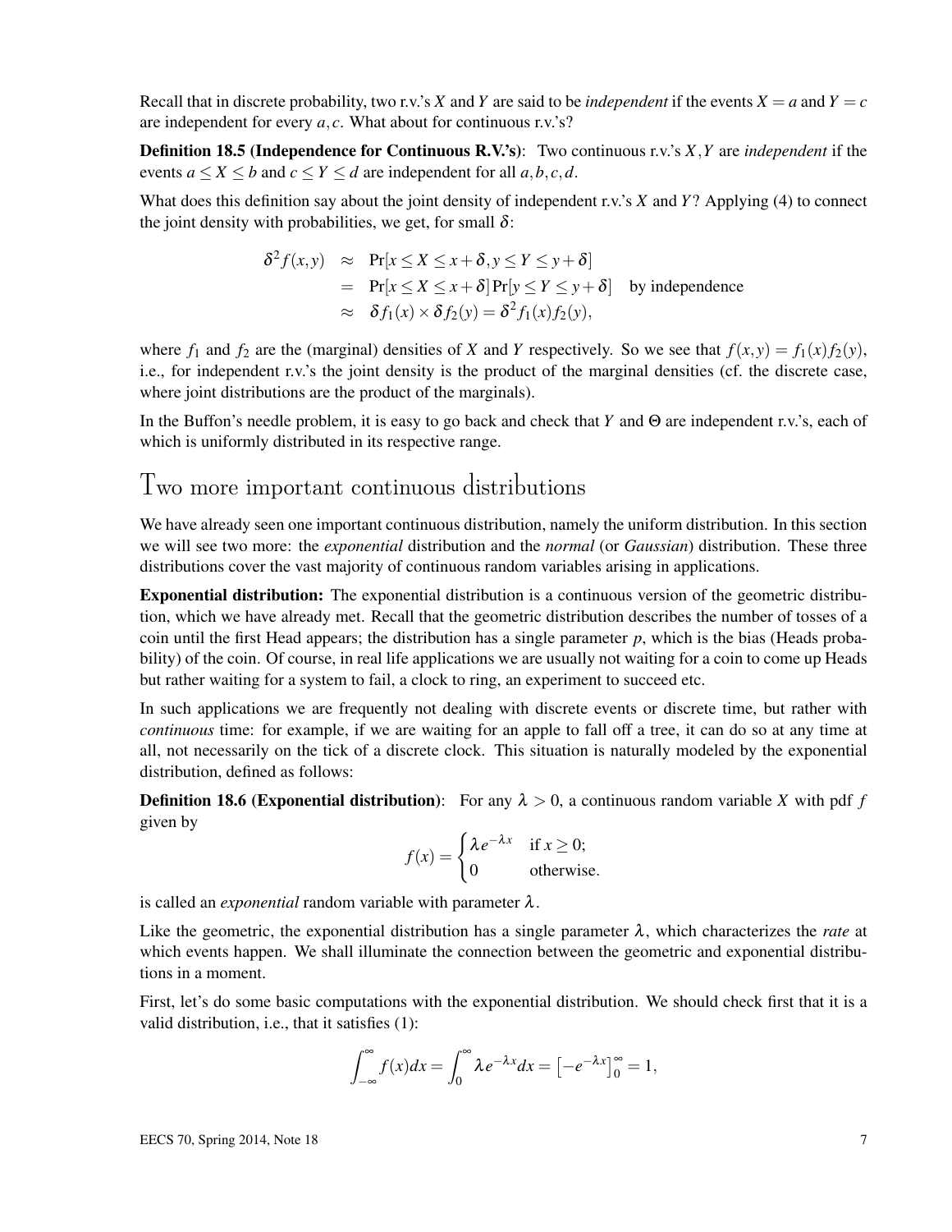Recall that in discrete probability, two r.v.'s $X$ and $Y$ are said to be *independent* if the events $X = a$ and $Y = c$ are independent for every $a, c$. What about for continuous r.v.'s?

**Definition 18.5 (Independence for Continuous R.V.'s)**: Two continuous r.v.'s $X, Y$ are *independent* if the events $a \leq X \leq b$ and $c \leq Y \leq d$ are independent for all $a, b, c, d$.

What does this definition say about the joint density of independent r.v.'s $X$ and $Y$? Applying (4) to connect the joint density with probabilities, we get, for small $\delta$:

$$\begin{aligned}
\delta^2 f(x,y) &\approx \Pr[x \leq X \leq x+\delta, y \leq Y \leq y+\delta] \\
&= \Pr[x \leq X \leq x+\delta] \Pr[y \leq Y \leq y+\delta] \quad \text{by independence} \\
&\approx \delta f_1(x) \times \delta f_2(y) = \delta^2 f_1(x) f_2(y),
\end{aligned}$$

where $f_1$ and $f_2$ are the (marginal) densities of $X$ and $Y$ respectively. So we see that $f(x,y) = f_1(x) f_2(y)$, i.e., for independent r.v.'s the joint density is the product of the marginal densities (cf. the discrete case, where joint distributions are the product of the marginals).

In the Buffon's needle problem, it is easy to go back and check that $Y$ and $\Theta$ are independent r.v.'s, each of which is uniformly distributed in its respective range.

# Two more important continuous distributions

We have already seen one important continuous distribution, namely the uniform distribution. In this section we will see two more: the *exponential* distribution and the *normal* (or *Gaussian*) distribution. These three distributions cover the vast majority of continuous random variables arising in applications.

**Exponential distribution:** The exponential distribution is a continuous version of the geometric distribution, which we have already met. Recall that the geometric distribution describes the number of tosses of a coin until the first Head appears; the distribution has a single parameter $p$, which is the bias (Heads probability) of the coin. Of course, in real life applications we are usually not waiting for a coin to come up Heads but rather waiting for a system to fail, a clock to ring, an experiment to succeed etc.

In such applications we are frequently not dealing with discrete events or discrete time, but rather with *continuous* time: for example, if we are waiting for an apple to fall off a tree, it can do so at any time at all, not necessarily on the tick of a discrete clock. This situation is naturally modeled by the exponential distribution, defined as follows:

**Definition 18.6 (Exponential distribution)**: For any $\lambda > 0$, a continuous random variable $X$ with pdf $f$ given by

$$f(x) = \begin{cases} \lambda e^{-\lambda x} & \text{if } x \geq 0; \\ 0 & \text{otherwise.} \end{cases}$$

is called an *exponential* random variable with parameter $\lambda$.

Like the geometric, the exponential distribution has a single parameter $\lambda$, which characterizes the *rate* at which events happen. We shall illuminate the connection between the geometric and exponential distributions in a moment.

First, let's do some basic computations with the exponential distribution. We should check first that it is a valid distribution, i.e., that it satisfies (1):

$$\int_{-\infty}^{\infty} f(x)dx = \int_{0}^{\infty} \lambda e^{-\lambda x} dx = \left[-e^{-\lambda x}\right]_0^{\infty} = 1,$$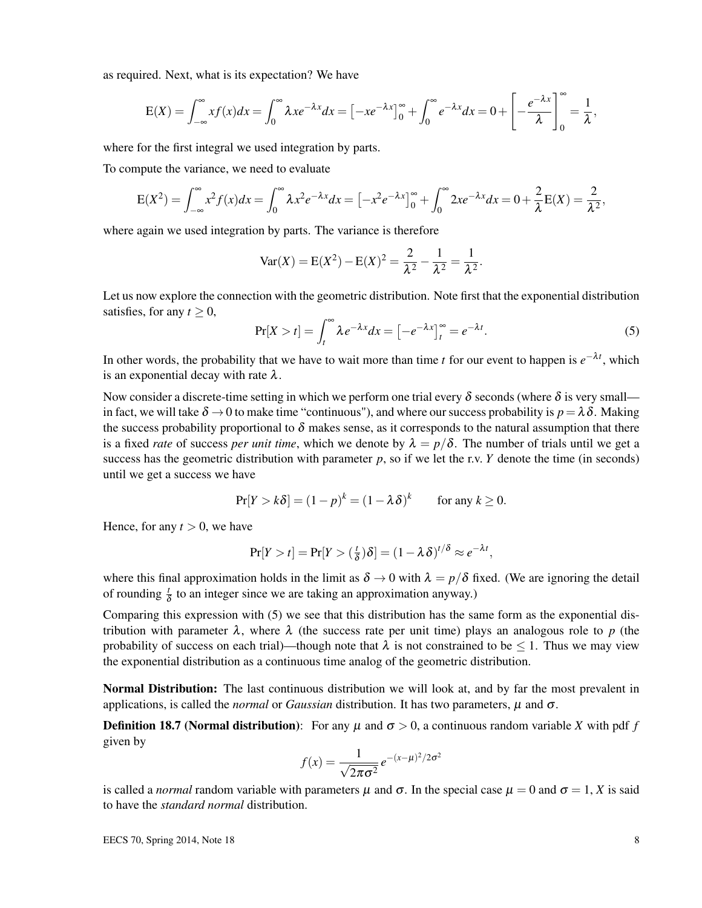as required. Next, what is its expectation? We have

$$\mathrm{E}(X) = \int_{-\infty}^{\infty} x f(x) dx = \int_0^{\infty} \lambda x e^{-\lambda x} dx = \left[-x e^{-\lambda x}\right]_0^{\infty} + \int_0^{\infty} e^{-\lambda x} dx = 0 + \left[-\frac{e^{-\lambda x}}{\lambda}\right]_0^{\infty} = \frac{1}{\lambda},$$

where for the first integral we used integration by parts.

To compute the variance, we need to evaluate

$$\mathrm{E}(X^2) = \int_{-\infty}^{\infty} x^2 f(x) dx = \int_0^{\infty} \lambda x^2 e^{-\lambda x} dx = \left[-x^2 e^{-\lambda x}\right]_0^{\infty} + \int_0^{\infty} 2x e^{-\lambda x} dx = 0 + \frac{2}{\lambda}\mathrm{E}(X) = \frac{2}{\lambda^2},$$

where again we used integration by parts. The variance is therefore

$$\mathrm{Var}(X) = \mathrm{E}(X^2) - \mathrm{E}(X)^2 = \frac{2}{\lambda^2} - \frac{1}{\lambda^2} = \frac{1}{\lambda^2}.$$

Let us now explore the connection with the geometric distribution. Note first that the exponential distribution satisfies, for any $t \geq 0$,

$$\Pr[X > t] = \int_t^{\infty} \lambda e^{-\lambda x} dx = \left[-e^{-\lambda x}\right]_t^{\infty} = e^{-\lambda t}. \tag{5}$$

In other words, the probability that we have to wait more than time $t$ for our event to happen is $e^{-\lambda t}$, which is an exponential decay with rate $\lambda$.

Now consider a discrete-time setting in which we perform one trial every $\delta$ seconds (where $\delta$ is very small—in fact, we will take $\delta \to 0$ to make time "continuous"), and where our success probability is $p = \lambda\delta$. Making the success probability proportional to $\delta$ makes sense, as it corresponds to the natural assumption that there is a fixed *rate* of success *per unit time*, which we denote by $\lambda = p/\delta$. The number of trials until we get a success has the geometric distribution with parameter $p$, so if we let the r.v. $Y$ denote the time (in seconds) until we get a success we have

$$\Pr[Y > k\delta] = (1-p)^k = (1-\lambda\delta)^k \qquad \text{for any } k \geq 0.$$

Hence, for any $t > 0$, we have

$$\Pr[Y > t] = \Pr[Y > (\tfrac{t}{\delta})\delta] = (1-\lambda\delta)^{t/\delta} \approx e^{-\lambda t},$$

where this final approximation holds in the limit as $\delta \to 0$ with $\lambda = p/\delta$ fixed. (We are ignoring the detail of rounding $\frac{t}{\delta}$ to an integer since we are taking an approximation anyway.)

Comparing this expression with (5) we see that this distribution has the same form as the exponential distribution with parameter $\lambda$, where $\lambda$ (the success rate per unit time) plays an analogous role to $p$ (the probability of success on each trial)—though note that $\lambda$ is not constrained to be $\leq 1$. Thus we may view the exponential distribution as a continuous time analog of the geometric distribution.

**Normal Distribution:** The last continuous distribution we will look at, and by far the most prevalent in applications, is called the *normal* or *Gaussian* distribution. It has two parameters, $\mu$ and $\sigma$.

**Definition 18.7 (Normal distribution)**: For any $\mu$ and $\sigma > 0$, a continuous random variable $X$ with pdf $f$ given by

$$f(x) = \frac{1}{\sqrt{2\pi\sigma^2}} e^{-(x-\mu)^2/2\sigma^2}$$

is called a *normal* random variable with parameters $\mu$ and $\sigma$. In the special case $\mu = 0$ and $\sigma = 1$, $X$ is said to have the *standard normal* distribution.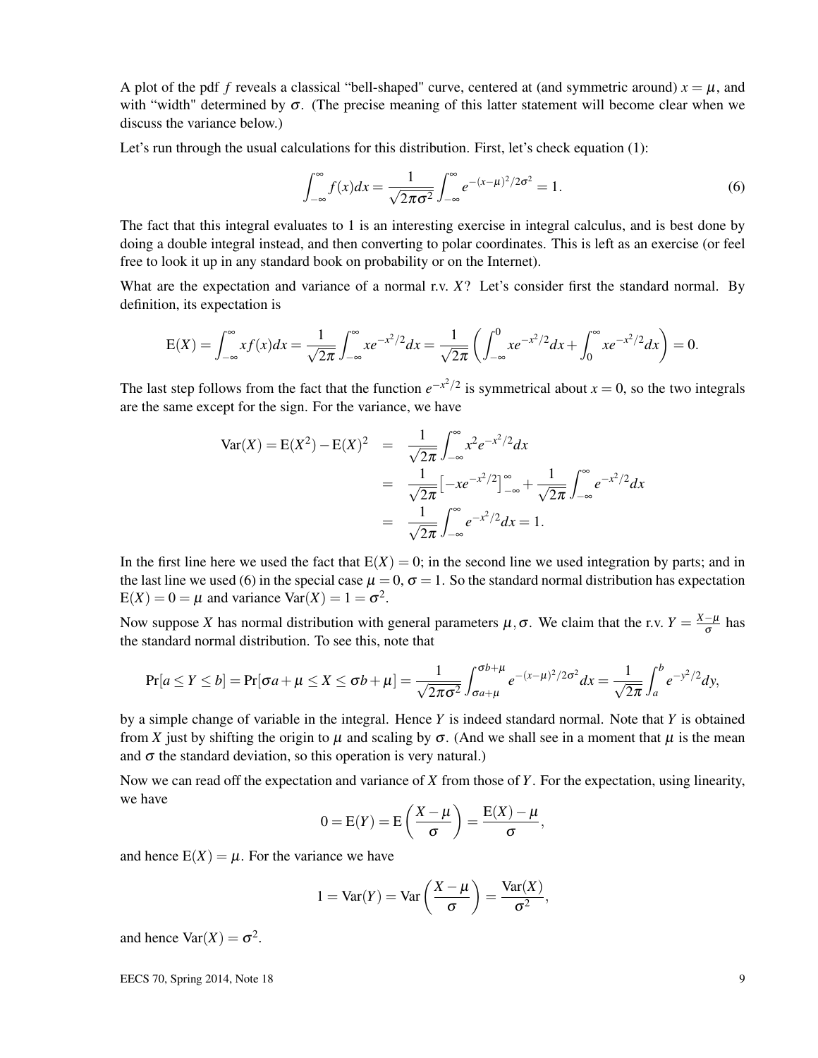A plot of the pdf $f$ reveals a classical "bell-shaped" curve, centered at (and symmetric around) $x = \mu$, and with "width" determined by $\sigma$. (The precise meaning of this latter statement will become clear when we discuss the variance below.)

Let's run through the usual calculations for this distribution. First, let's check equation (1):

$$\int_{-\infty}^{\infty} f(x)dx = \frac{1}{\sqrt{2\pi\sigma^2}} \int_{-\infty}^{\infty} e^{-(x-\mu)^2/2\sigma^2} = 1. \tag{6}$$

The fact that this integral evaluates to 1 is an interesting exercise in integral calculus, and is best done by doing a double integral instead, and then converting to polar coordinates. This is left as an exercise (or feel free to look it up in any standard book on probability or on the Internet).

What are the expectation and variance of a normal r.v. $X$? Let's consider first the standard normal. By definition, its expectation is

$$\mathrm{E}(X) = \int_{-\infty}^{\infty} x f(x)dx = \frac{1}{\sqrt{2\pi}} \int_{-\infty}^{\infty} x e^{-x^2/2} dx = \frac{1}{\sqrt{2\pi}} \left( \int_{-\infty}^{0} x e^{-x^2/2} dx + \int_{0}^{\infty} x e^{-x^2/2} dx \right) = 0.$$

The last step follows from the fact that the function $e^{-x^2/2}$ is symmetrical about $x = 0$, so the two integrals are the same except for the sign. For the variance, we have

$$\begin{aligned}
\mathrm{Var}(X) = \mathrm{E}(X^2) - \mathrm{E}(X)^2 &= \frac{1}{\sqrt{2\pi}} \int_{-\infty}^{\infty} x^2 e^{-x^2/2} dx \\
&= \frac{1}{\sqrt{2\pi}} \left[ -x e^{-x^2/2} \right]_{-\infty}^{\infty} + \frac{1}{\sqrt{2\pi}} \int_{-\infty}^{\infty} e^{-x^2/2} dx \\
&= \frac{1}{\sqrt{2\pi}} \int_{-\infty}^{\infty} e^{-x^2/2} dx = 1.
\end{aligned}$$

In the first line here we used the fact that $\mathrm{E}(X) = 0$; in the second line we used integration by parts; and in the last line we used (6) in the special case $\mu = 0$, $\sigma = 1$. So the standard normal distribution has expectation $\mathrm{E}(X) = 0 = \mu$ and variance $\mathrm{Var}(X) = 1 = \sigma^2$.

Now suppose $X$ has normal distribution with general parameters $\mu, \sigma$. We claim that the r.v. $Y = \frac{X-\mu}{\sigma}$ has the standard normal distribution. To see this, note that

$$\Pr[a \le Y \le b] = \Pr[\sigma a + \mu \le X \le \sigma b + \mu] = \frac{1}{\sqrt{2\pi\sigma^2}} \int_{\sigma a + \mu}^{\sigma b + \mu} e^{-(x-\mu)^2/2\sigma^2} dx = \frac{1}{\sqrt{2\pi}} \int_{a}^{b} e^{-y^2/2} dy,$$

by a simple change of variable in the integral. Hence $Y$ is indeed standard normal. Note that $Y$ is obtained from $X$ just by shifting the origin to $\mu$ and scaling by $\sigma$. (And we shall see in a moment that $\mu$ is the mean and $\sigma$ the standard deviation, so this operation is very natural.)

Now we can read off the expectation and variance of $X$ from those of $Y$. For the expectation, using linearity, we have

$$0 = \mathrm{E}(Y) = \mathrm{E}\left( \frac{X-\mu}{\sigma} \right) = \frac{\mathrm{E}(X) - \mu}{\sigma},$$

and hence $\mathrm{E}(X) = \mu$. For the variance we have

$$1 = \mathrm{Var}(Y) = \mathrm{Var}\left( \frac{X-\mu}{\sigma} \right) = \frac{\mathrm{Var}(X)}{\sigma^2},$$

and hence $\mathrm{Var}(X) = \sigma^2$.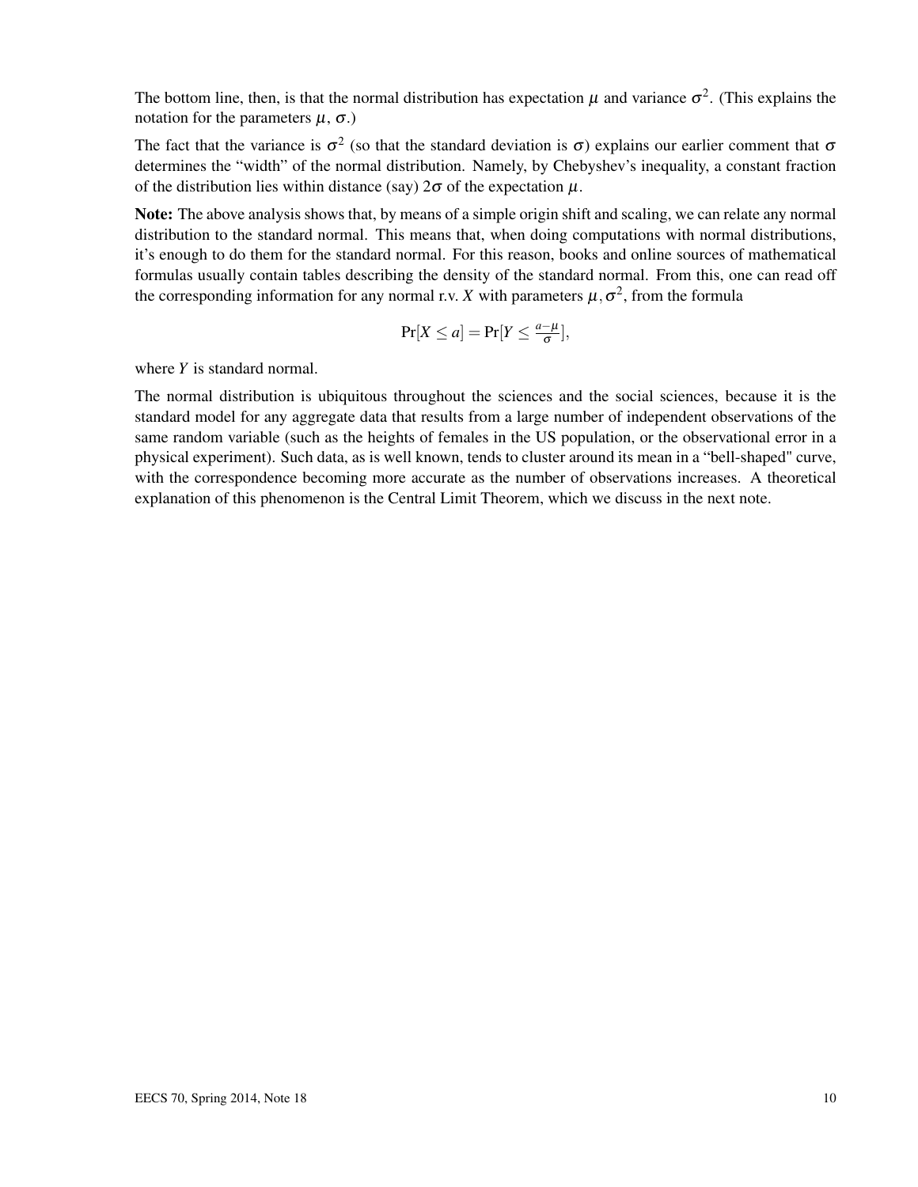The bottom line, then, is that the normal distribution has expectation $\mu$ and variance $\sigma^2$. (This explains the notation for the parameters $\mu$, $\sigma$.)

The fact that the variance is $\sigma^2$ (so that the standard deviation is $\sigma$) explains our earlier comment that $\sigma$ determines the "width" of the normal distribution. Namely, by Chebyshev's inequality, a constant fraction of the distribution lies within distance (say) $2\sigma$ of the expectation $\mu$.

**Note:** The above analysis shows that, by means of a simple origin shift and scaling, we can relate any normal distribution to the standard normal. This means that, when doing computations with normal distributions, it's enough to do them for the standard normal. For this reason, books and online sources of mathematical formulas usually contain tables describing the density of the standard normal. From this, one can read off the corresponding information for any normal r.v. $X$ with parameters $\mu, \sigma^2$, from the formula

$$\Pr[X \leq a] = \Pr[Y \leq \tfrac{a-\mu}{\sigma}],$$

where $Y$ is standard normal.

The normal distribution is ubiquitous throughout the sciences and the social sciences, because it is the standard model for any aggregate data that results from a large number of independent observations of the same random variable (such as the heights of females in the US population, or the observational error in a physical experiment). Such data, as is well known, tends to cluster around its mean in a "bell-shaped" curve, with the correspondence becoming more accurate as the number of observations increases. A theoretical explanation of this phenomenon is the Central Limit Theorem, which we discuss in the next note.